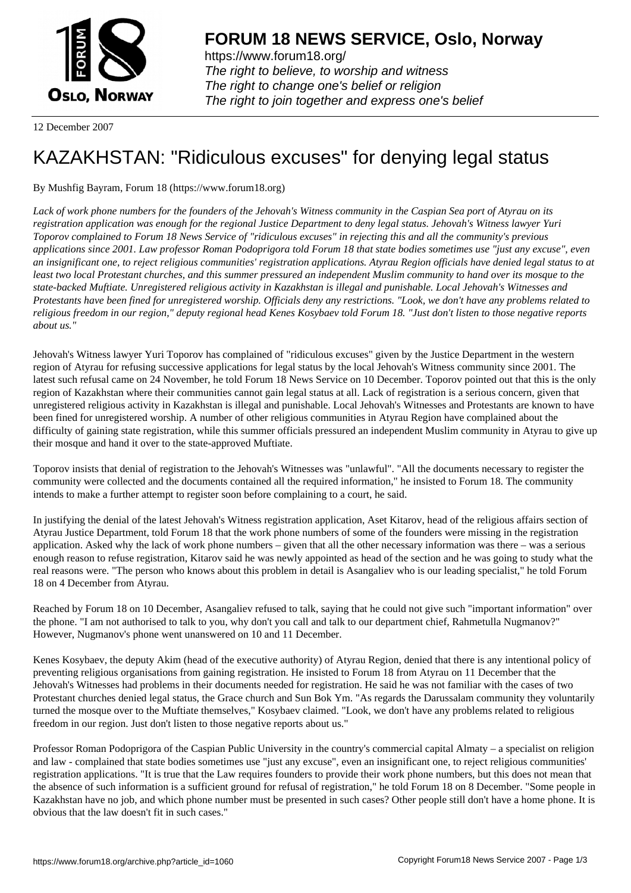**FORUM 18 NEWS SERVICE, Oslo, Norway**

https://www.forum18.org/
*The right to believe, to worship and witness*
*The right to change one's belief or religion*
*The right to join together and express one's belief*

12 December 2007

# KAZAKHSTAN: "Ridiculous excuses" for denying legal status

By Mushfig Bayram, Forum 18 (https://www.forum18.org)

*Lack of work phone numbers for the founders of the Jehovah's Witness community in the Caspian Sea port of Atyrau on its registration application was enough for the regional Justice Department to deny legal status. Jehovah's Witness lawyer Yuri Toporov complained to Forum 18 News Service of "ridiculous excuses" in rejecting this and all the community's previous applications since 2001. Law professor Roman Podoprigora told Forum 18 that state bodies sometimes use "just any excuse", even an insignificant one, to reject religious communities' registration applications. Atyrau Region officials have denied legal status to at least two local Protestant churches, and this summer pressured an independent Muslim community to hand over its mosque to the state-backed Muftiate. Unregistered religious activity in Kazakhstan is illegal and punishable. Local Jehovah's Witnesses and Protestants have been fined for unregistered worship. Officials deny any restrictions. "Look, we don't have any problems related to religious freedom in our region," deputy regional head Kenes Kosybaev told Forum 18. "Just don't listen to those negative reports about us."*

Jehovah's Witness lawyer Yuri Toporov has complained of "ridiculous excuses" given by the Justice Department in the western region of Atyrau for refusing successive applications for legal status by the local Jehovah's Witness community since 2001. The latest such refusal came on 24 November, he told Forum 18 News Service on 10 December. Toporov pointed out that this is the only region of Kazakhstan where their communities cannot gain legal status at all. Lack of registration is a serious concern, given that unregistered religious activity in Kazakhstan is illegal and punishable. Local Jehovah's Witnesses and Protestants are known to have been fined for unregistered worship. A number of other religious communities in Atyrau Region have complained about the difficulty of gaining state registration, while this summer officials pressured an independent Muslim community in Atyrau to give up their mosque and hand it over to the state-approved Muftiate.

Toporov insists that denial of registration to the Jehovah's Witnesses was "unlawful". "All the documents necessary to register the community were collected and the documents contained all the required information," he insisted to Forum 18. The community intends to make a further attempt to register soon before complaining to a court, he said.

In justifying the denial of the latest Jehovah's Witness registration application, Aset Kitarov, head of the religious affairs section of Atyrau Justice Department, told Forum 18 that the work phone numbers of some of the founders were missing in the registration application. Asked why the lack of work phone numbers – given that all the other necessary information was there – was a serious enough reason to refuse registration, Kitarov said he was newly appointed as head of the section and he was going to study what the real reasons were. "The person who knows about this problem in detail is Asangaliev who is our leading specialist," he told Forum 18 on 4 December from Atyrau.

Reached by Forum 18 on 10 December, Asangaliev refused to talk, saying that he could not give such "important information" over the phone. "I am not authorised to talk to you, why don't you call and talk to our department chief, Rahmetulla Nugmanov?" However, Nugmanov's phone went unanswered on 10 and 11 December.

Kenes Kosybaev, the deputy Akim (head of the executive authority) of Atyrau Region, denied that there is any intentional policy of preventing religious organisations from gaining registration. He insisted to Forum 18 from Atyrau on 11 December that the Jehovah's Witnesses had problems in their documents needed for registration. He said he was not familiar with the cases of two Protestant churches denied legal status, the Grace church and Sun Bok Ym. "As regards the Darussalam community they voluntarily turned the mosque over to the Muftiate themselves," Kosybaev claimed. "Look, we don't have any problems related to religious freedom in our region. Just don't listen to those negative reports about us."

Professor Roman Podoprigora of the Caspian Public University in the country's commercial capital Almaty – a specialist on religion and law - complained that state bodies sometimes use "just any excuse", even an insignificant one, to reject religious communities' registration applications. "It is true that the Law requires founders to provide their work phone numbers, but this does not mean that the absence of such information is a sufficient ground for refusal of registration," he told Forum 18 on 8 December. "Some people in Kazakhstan have no job, and which phone number must be presented in such cases? Other people still don't have a home phone. It is obvious that the law doesn't fit in such cases."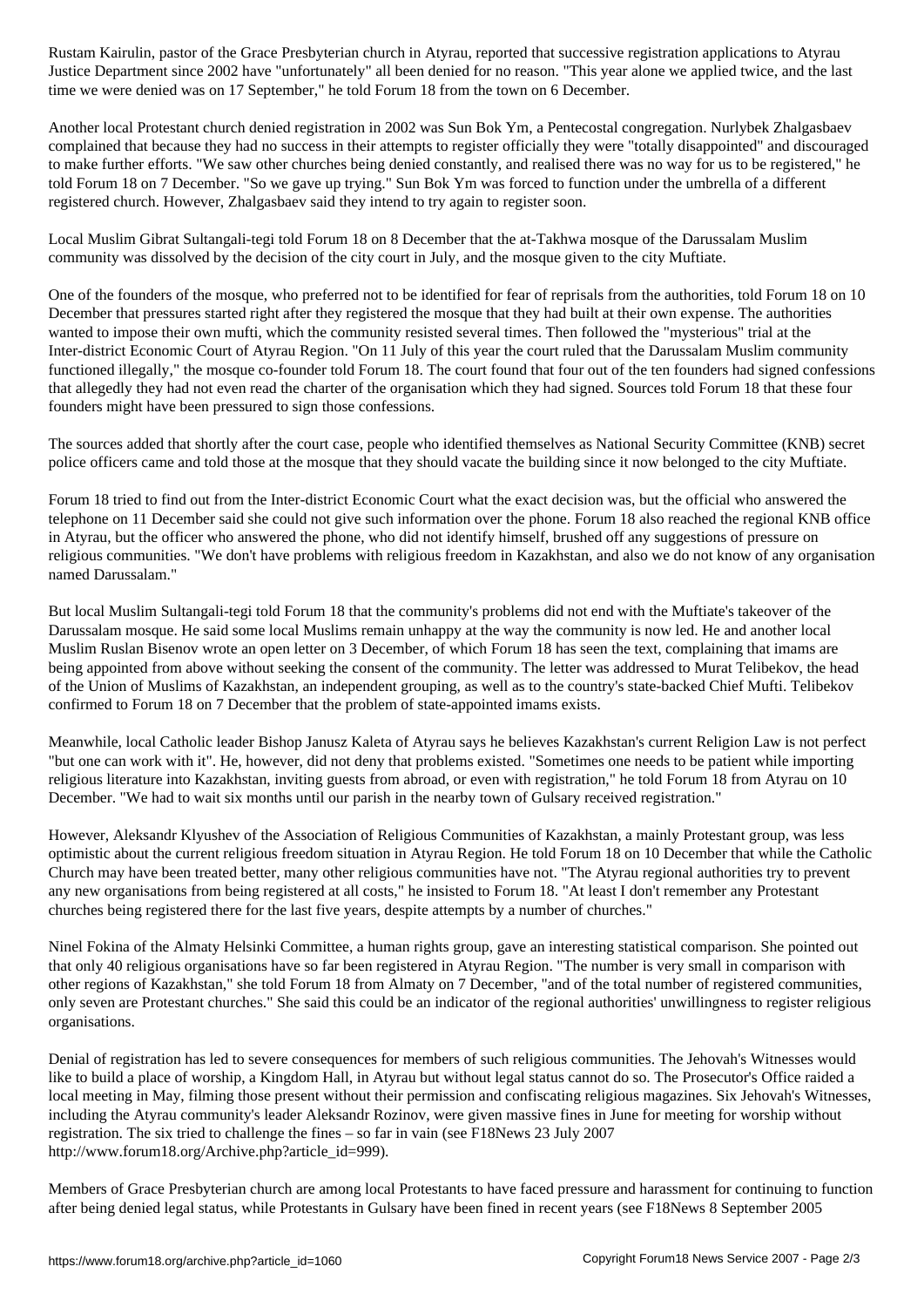Rustam Kairulin, pastor of the Grace Presbyterian church in Atyrau, reported that successive registration applications to Atyrau Justice Department since 2002 have "unfortunately" all been denied for no reason. "This year alone we applied twice, and the last time we were denied was on 17 September," he told Forum 18 from the town on 6 December.

Another local Protestant church denied registration in 2002 was Sun Bok Ym, a Pentecostal congregation. Nurlybek Zhalgasbaev complained that because they had no success in their attempts to register officially they were "totally disappointed" and discouraged to make further efforts. "We saw other churches being denied constantly, and realised there was no way for us to be registered," he told Forum 18 on 7 December. "So we gave up trying." Sun Bok Ym was forced to function under the umbrella of a different registered church. However, Zhalgasbaev said they intend to try again to register soon.

Local Muslim Gibrat Sultangali-tegi told Forum 18 on 8 December that the at-Takhwa mosque of the Darussalam Muslim community was dissolved by the decision of the city court in July, and the mosque given to the city Muftiate.

One of the founders of the mosque, who preferred not to be identified for fear of reprisals from the authorities, told Forum 18 on 10 December that pressures started right after they registered the mosque that they had built at their own expense. The authorities wanted to impose their own mufti, which the community resisted several times. Then followed the "mysterious" trial at the Inter-district Economic Court of Atyrau Region. "On 11 July of this year the court ruled that the Darussalam Muslim community functioned illegally," the mosque co-founder told Forum 18. The court found that four out of the ten founders had signed confessions that allegedly they had not even read the charter of the organisation which they had signed. Sources told Forum 18 that these four founders might have been pressured to sign those confessions.

The sources added that shortly after the court case, people who identified themselves as National Security Committee (KNB) secret police officers came and told those at the mosque that they should vacate the building since it now belonged to the city Muftiate.

Forum 18 tried to find out from the Inter-district Economic Court what the exact decision was, but the official who answered the telephone on 11 December said she could not give such information over the phone. Forum 18 also reached the regional KNB office in Atyrau, but the officer who answered the phone, who did not identify himself, brushed off any suggestions of pressure on religious communities. "We don't have problems with religious freedom in Kazakhstan, and also we do not know of any organisation named Darussalam."

But local Muslim Sultangali-tegi told Forum 18 that the community's problems did not end with the Muftiate's takeover of the Darussalam mosque. He said some local Muslims remain unhappy at the way the community is now led. He and another local Muslim Ruslan Bisenov wrote an open letter on 3 December, of which Forum 18 has seen the text, complaining that imams are being appointed from above without seeking the consent of the community. The letter was addressed to Murat Telibekov, the head of the Union of Muslims of Kazakhstan, an independent grouping, as well as to the country's state-backed Chief Mufti. Telibekov confirmed to Forum 18 on 7 December that the problem of state-appointed imams exists.

Meanwhile, local Catholic leader Bishop Janusz Kaleta of Atyrau says he believes Kazakhstan's current Religion Law is not perfect "but one can work with it". He, however, did not deny that problems existed. "Sometimes one needs to be patient while importing religious literature into Kazakhstan, inviting guests from abroad, or even with registration," he told Forum 18 from Atyrau on 10 December. "We had to wait six months until our parish in the nearby town of Gulsary received registration."

However, Aleksandr Klyushev of the Association of Religious Communities of Kazakhstan, a mainly Protestant group, was less optimistic about the current religious freedom situation in Atyrau Region. He told Forum 18 on 10 December that while the Catholic Church may have been treated better, many other religious communities have not. "The Atyrau regional authorities try to prevent any new organisations from being registered at all costs," he insisted to Forum 18. "At least I don't remember any Protestant churches being registered there for the last five years, despite attempts by a number of churches."

Ninel Fokina of the Almaty Helsinki Committee, a human rights group, gave an interesting statistical comparison. She pointed out that only 40 religious organisations have so far been registered in Atyrau Region. "The number is very small in comparison with other regions of Kazakhstan," she told Forum 18 from Almaty on 7 December, "and of the total number of registered communities, only seven are Protestant churches." She said this could be an indicator of the regional authorities' unwillingness to register religious organisations.

Denial of registration has led to severe consequences for members of such religious communities. The Jehovah's Witnesses would like to build a place of worship, a Kingdom Hall, in Atyrau but without legal status cannot do so. The Prosecutor's Office raided a local meeting in May, filming those present without their permission and confiscating religious magazines. Six Jehovah's Witnesses, including the Atyrau community's leader Aleksandr Rozinov, were given massive fines in June for meeting for worship without registration. The six tried to challenge the fines – so far in vain (see F18News 23 July 2007 http://www.forum18.org/Archive.php?article_id=999).

Members of Grace Presbyterian church are among local Protestants to have faced pressure and harassment for continuing to function after being denied legal status, while Protestants in Gulsary have been fined in recent years (see F18News 8 September 2005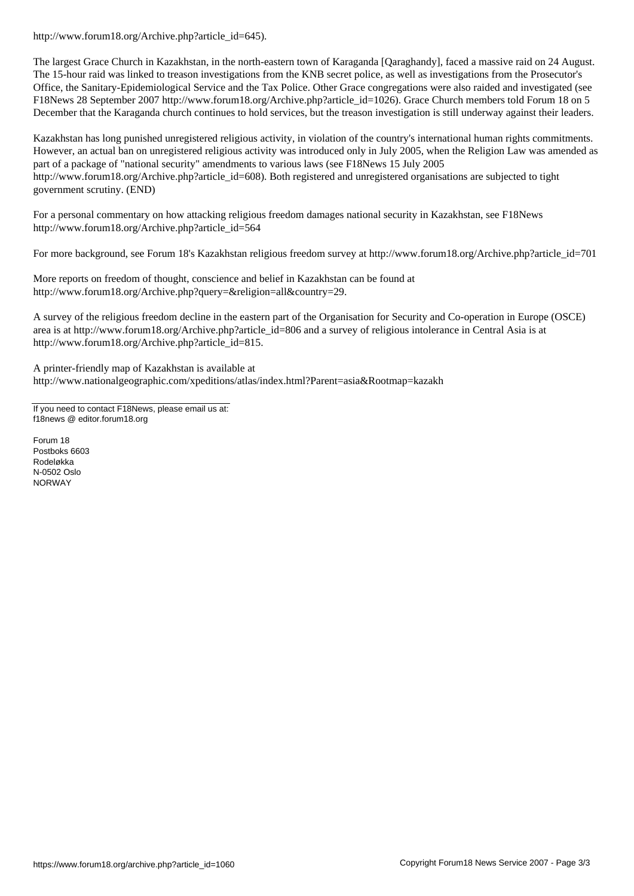http://www.forum18.org/Archive.php?article_id=645).

The largest Grace Church in Kazakhstan, in the north-eastern town of Karaganda [Qaraghandy], faced a massive raid on 24 August. The 15-hour raid was linked to treason investigations from the KNB secret police, as well as investigations from the Prosecutor's Office, the Sanitary-Epidemiological Service and the Tax Police. Other Grace congregations were also raided and investigated (see F18News 28 September 2007 http://www.forum18.org/Archive.php?article_id=1026). Grace Church members told Forum 18 on 5 December that the Karaganda church continues to hold services, but the treason investigation is still underway against their leaders.

Kazakhstan has long punished unregistered religious activity, in violation of the country's international human rights commitments. However, an actual ban on unregistered religious activity was introduced only in July 2005, when the Religion Law was amended as part of a package of "national security" amendments to various laws (see F18News 15 July 2005 http://www.forum18.org/Archive.php?article_id=608). Both registered and unregistered organisations are subjected to tight government scrutiny. (END)

For a personal commentary on how attacking religious freedom damages national security in Kazakhstan, see F18News http://www.forum18.org/Archive.php?article_id=564

For more background, see Forum 18's Kazakhstan religious freedom survey at http://www.forum18.org/Archive.php?article_id=701

More reports on freedom of thought, conscience and belief in Kazakhstan can be found at http://www.forum18.org/Archive.php?query=&religion=all&country=29.

A survey of the religious freedom decline in the eastern part of the Organisation for Security and Co-operation in Europe (OSCE) area is at http://www.forum18.org/Archive.php?article_id=806 and a survey of religious intolerance in Central Asia is at http://www.forum18.org/Archive.php?article_id=815.

A printer-friendly map of Kazakhstan is available at http://www.nationalgeographic.com/xpeditions/atlas/index.html?Parent=asia&Rootmap=kazakh

---

If you need to contact F18News, please email us at:
f18news @ editor.forum18.org

Forum 18
Postboks 6603
Rodeløkka
N-0502 Oslo
NORWAY